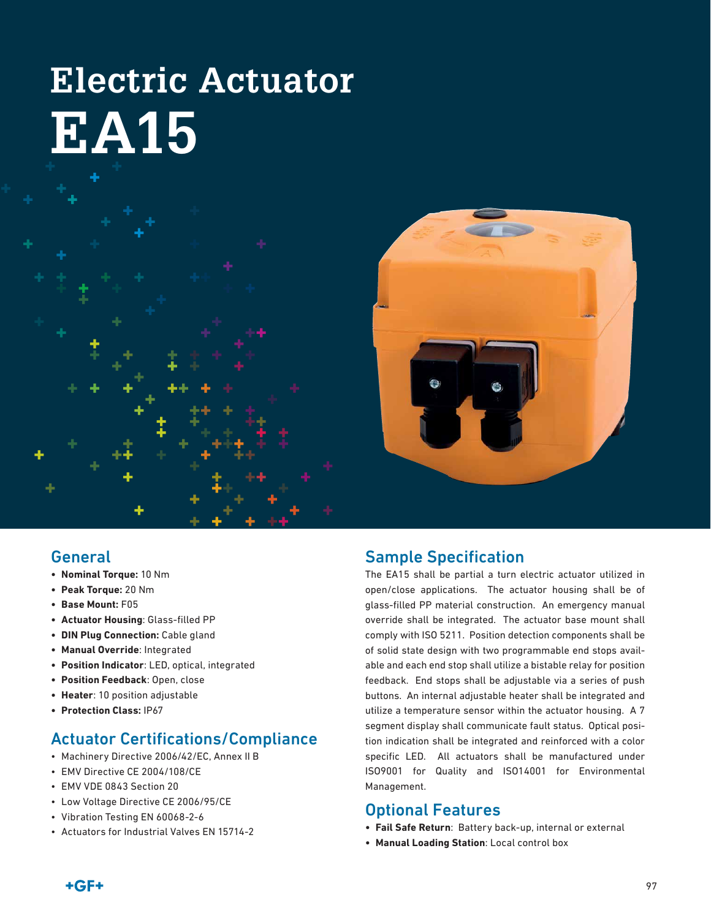# Electric Actuator EA15

## General

- **Nominal Torque:** 10 Nm
- **Peak Torque:** 20 Nm
- **Base Mount:** F05
- **Actuator Housing**: Glass-filled PP
- **DIN Plug Connection:** Cable gland
- **Manual Override**: Integrated
- **Position Indicator**: LED, optical, integrated
- **Position Feedback**: Open, close
- **Heater**: 10 position adjustable
- **Protection Class:** IP67

## Actuator Certifications/Compliance

- Machinery Directive 2006/42/EC, Annex II B
- EMV Directive CE 2004/108/CE
- EMV VDE 0843 Section 20
- Low Voltage Directive CE 2006/95/CE
- Vibration Testing EN 60068-2-6
- Actuators for Industrial Valves EN 15714-2

## Sample Specification

The EA15 shall be partial a turn electric actuator utilized in open/close applications. The actuator housing shall be of glass-filled PP material construction. An emergency manual override shall be integrated. The actuator base mount shall comply with ISO 5211. Position detection components shall be of solid state design with two programmable end stops available and each end stop shall utilize a bistable relay for position feedback. End stops shall be adjustable via a series of push buttons. An internal adjustable heater shall be integrated and utilize a temperature sensor within the actuator housing. A 7 segment display shall communicate fault status. Optical position indication shall be integrated and reinforced with a color specific LED. All actuators shall be manufactured under ISO9001 for Quality and ISO14001 for Environmental Management.

## Optional Features

- **Fail Safe Return**: Battery back-up, internal or external
- **Manual Loading Station**: Local control box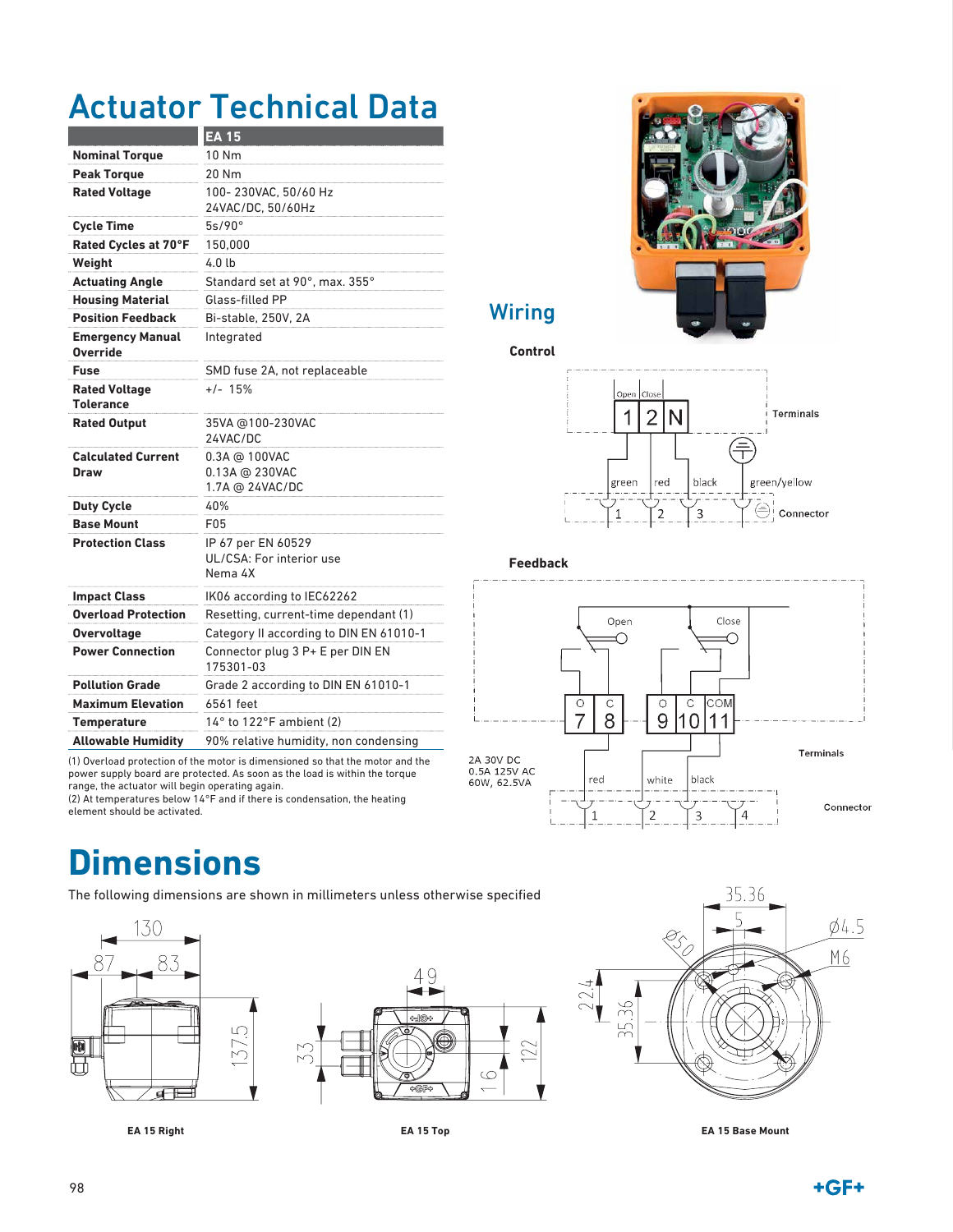# Actuator Technical Data

| | EA 15 |
|---|---|
| **Nominal Torque** | 10 Nm |
| **Peak Torque** | 20 Nm |
| **Rated Voltage** | 100- 230VAC, 50/60 Hz<br>24VAC/DC, 50/60Hz |
| **Cycle Time** | 5s/90° |
| **Rated Cycles at 70°F** | 150,000 |
| **Weight** | 4.0 lb |
| **Actuating Angle** | Standard set at 90°, max. 355° |
| **Housing Material** | Glass-filled PP |
| **Position Feedback** | Bi-stable, 250V, 2A |
| **Emergency Manual Override** | Integrated |
| **Fuse** | SMD fuse 2A, not replaceable |
| **Rated Voltage Tolerance** | +/- 15% |
| **Rated Output** | 35VA @100-230VAC<br>24VAC/DC |
| **Calculated Current Draw** | 0.3A @ 100VAC<br>0.13A @ 230VAC<br>1.7A @ 24VAC/DC |
| **Duty Cycle** | 40% |
| **Base Mount** | F05 |
| **Protection Class** | IP 67 per EN 60529<br>UL/CSA: For interior use<br>Nema 4X |
| **Impact Class** | IK06 according to IEC62262 |
| **Overload Protection** | Resetting, current-time dependant (1) |
| **Overvoltage** | Category II according to DIN EN 61010-1 |
| **Power Connection** | Connector plug 3 P+ E per DIN EN 175301-03 |
| **Pollution Grade** | Grade 2 according to DIN EN 61010-1 |
| **Maximum Elevation** | 6561 feet |
| **Temperature** | 14° to 122°F ambient (2) |
| **Allowable Humidity** | 90% relative humidity, non condensing |

(1) Overload protection of the motor is dimensioned so that the motor and the power supply board are protected. As soon as the load is within the torque range, the actuator will begin operating again.
(2) At temperatures below 14°F and if there is condensation, the heating element should be activated.

## Wiring

**Control**

Open Close
1 2 N
Terminals
green red black green/yellow
1 2 3
Connector

**Feedback**

Open Close
O C O C COM
7 8 9 10 11
Terminals
2A 30V DC
0.5A 125V AC
60W, 62.5VA
red white black
1 2 3 4
Connector

# Dimensions

The following dimensions are shown in millimeters unless otherwise specified

130
87 83
137.5

EA 15 Right

49
33
16
122

EA 15 Top

35.36
5
Ø50
Ø4.5
M6
22.4
35.36

EA 15 Base Mount